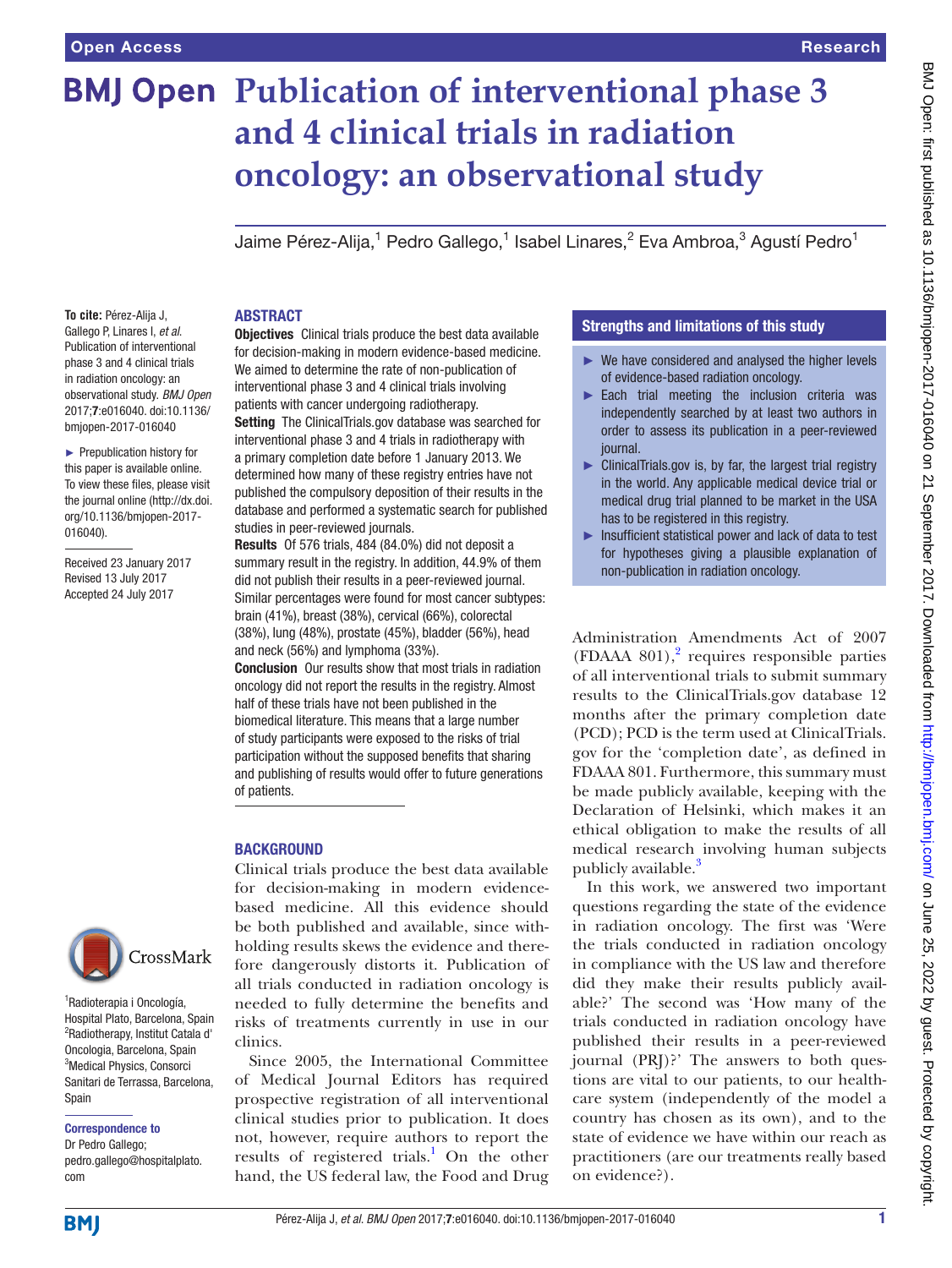# Publication of interventional phase 3 and 4 clinical trials in radiation oncology: an observational study

Jaime Pérez-Alija,[1] Pedro Gallego,[1] Isabel Linares,[2] Eva Ambroa,[3] Agustí Pedro[1]

**To cite:** Pérez-Alija J, Gallego P, Linares I, *et al*. Publication of interventional phase 3 and 4 clinical trials in radiation oncology: an observational study. *BMJ Open* 2017;**7**:e016040. doi:10.1136/bmjopen-2017-016040

► Prepublication history for this paper is available online. To view these files, please visit the journal online (http://dx.doi.org/10.1136/bmjopen-2017-016040).

Received 23 January 2017
Revised 13 July 2017
Accepted 24 July 2017

[1]Radioterapia i Oncología, Hospital Plato, Barcelona, Spain
[2]Radiotherapy, Institut Catala d' Oncologia, Barcelona, Spain
[3]Medical Physics, Consorci Sanitari de Terrassa, Barcelona, Spain

**Correspondence to**
Dr Pedro Gallego;
pedro.gallego@hospitalplato.com

## ABSTRACT

**Objectives** Clinical trials produce the best data available for decision-making in modern evidence-based medicine. We aimed to determine the rate of non-publication of interventional phase 3 and 4 clinical trials involving patients with cancer undergoing radiotherapy.

**Setting** The ClinicalTrials.gov database was searched for interventional phase 3 and 4 trials in radiotherapy with a primary completion date before 1 January 2013. We determined how many of these registry entries have not published the compulsory deposition of their results in the database and performed a systematic search for published studies in peer-reviewed journals.

**Results** Of 576 trials, 484 (84.0%) did not deposit a summary result in the registry. In addition, 44.9% of them did not publish their results in a peer-reviewed journal. Similar percentages were found for most cancer subtypes: brain (41%), breast (38%), cervical (66%), colorectal (38%), lung (48%), prostate (45%), bladder (56%), head and neck (56%) and lymphoma (33%).

**Conclusion** Our results show that most trials in radiation oncology did not report the results in the registry. Almost half of these trials have not been published in the biomedical literature. This means that a large number of study participants were exposed to the risks of trial participation without the supposed benefits that sharing and publishing of results would offer to future generations of patients.

## Strengths and limitations of this study

- ► We have considered and analysed the higher levels of evidence-based radiation oncology.
- ► Each trial meeting the inclusion criteria was independently searched by at least two authors in order to assess its publication in a peer-reviewed journal.
- ► ClinicalTrials.gov is, by far, the largest trial registry in the world. Any applicable medical device trial or medical drug trial planned to be market in the USA has to be registered in this registry.
- ► Insufficient statistical power and lack of data to test for hypotheses giving a plausible explanation of non-publication in radiation oncology.

## BACKGROUND

Clinical trials produce the best data available for decision-making in modern evidence-based medicine. All this evidence should be both published and available, since withholding results skews the evidence and therefore dangerously distorts it. Publication of all trials conducted in radiation oncology is needed to fully determine the benefits and risks of treatments currently in use in our clinics.

Since 2005, the International Committee of Medical Journal Editors has required prospective registration of all interventional clinical studies prior to publication. It does not, however, require authors to report the results of registered trials.[1] On the other hand, the US federal law, the Food and Drug Administration Amendments Act of 2007 (FDAAA 801),[2] requires responsible parties of all interventional trials to submit summary results to the ClinicalTrials.gov database 12 months after the primary completion date (PCD); PCD is the term used at ClinicalTrials.gov for the 'completion date', as defined in FDAAA 801. Furthermore, this summary must be made publicly available, keeping with the Declaration of Helsinki, which makes it an ethical obligation to make the results of all medical research involving human subjects publicly available.[3]

In this work, we answered two important questions regarding the state of the evidence in radiation oncology. The first was 'Were the trials conducted in radiation oncology in compliance with the US law and therefore did they make their results publicly available?' The second was 'How many of the trials conducted in radiation oncology have published their results in a peer-reviewed journal (PRJ)?' The answers to both questions are vital to our patients, to our healthcare system (independently of the model a country has chosen as its own), and to the state of evidence we have within our reach as practitioners (are our treatments really based on evidence?).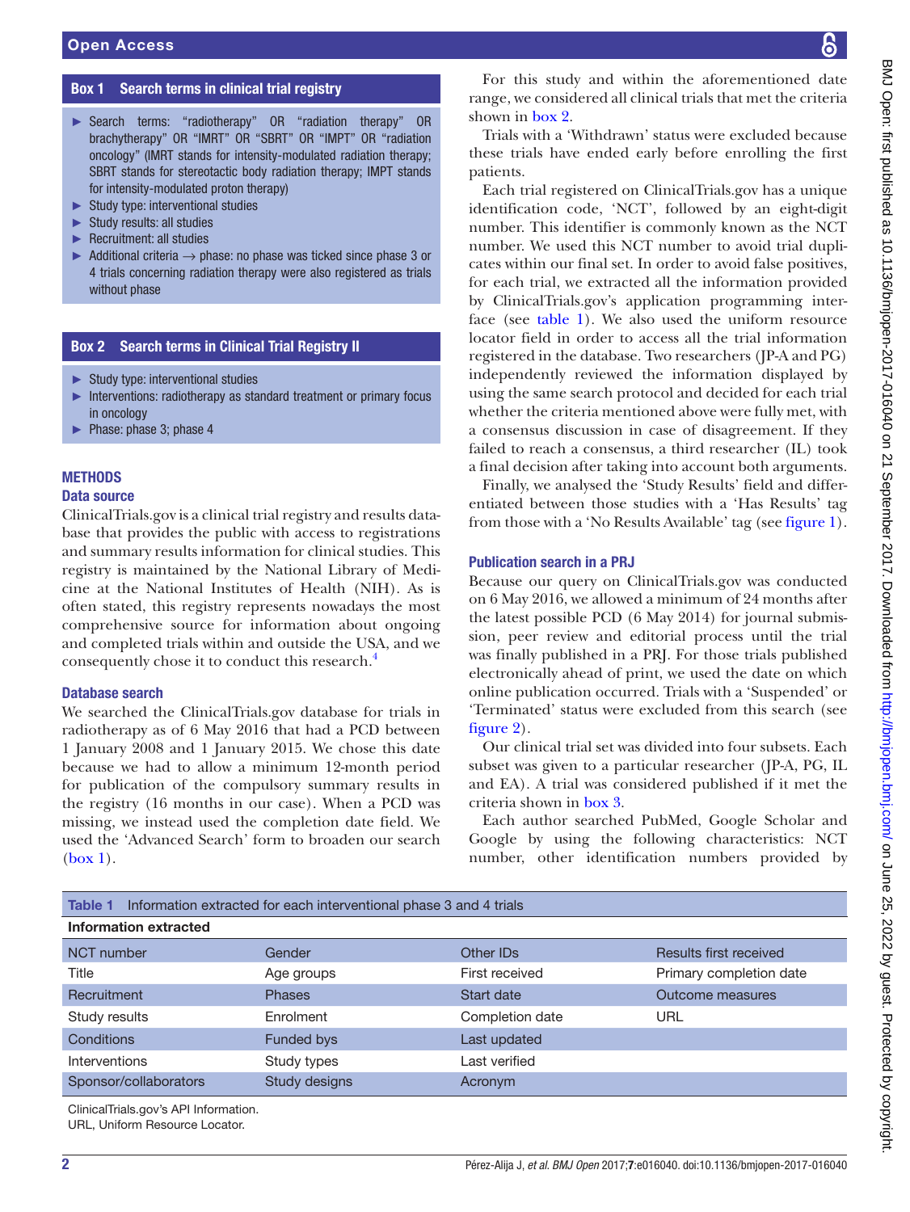**Box 1 Search terms in clinical trial registry**

- Search terms: "radiotherapy" OR "radiation therapy" OR brachytherapy" OR "IMRT" OR "SBRT" OR "IMPT" OR "radiation oncology" (IMRT stands for intensity-modulated radiation therapy; SBRT stands for stereotactic body radiation therapy; IMPT stands for intensity-modulated proton therapy)
- Study type: interventional studies
- Study results: all studies
- Recruitment: all studies
- Additional criteria → phase: no phase was ticked since phase 3 or 4 trials concerning radiation therapy were also registered as trials without phase

**Box 2 Search terms in Clinical Trial Registry II**

- Study type: interventional studies
- Interventions: radiotherapy as standard treatment or primary focus in oncology
- Phase: phase 3; phase 4

## METHODS

### Data source

ClinicalTrials.gov is a clinical trial registry and results database that provides the public with access to registrations and summary results information for clinical studies. This registry is maintained by the National Library of Medicine at the National Institutes of Health (NIH). As is often stated, this registry represents nowadays the most comprehensive source for information about ongoing and completed trials within and outside the USA, and we consequently chose it to conduct this research.[4]

### Database search

We searched the ClinicalTrials.gov database for trials in radiotherapy as of 6 May 2016 that had a PCD between 1 January 2008 and 1 January 2015. We chose this date because we had to allow a minimum 12-month period for publication of the compulsory summary results in the registry (16 months in our case). When a PCD was missing, we instead used the completion date field. We used the 'Advanced Search' form to broaden our search (box 1).

For this study and within the aforementioned date range, we considered all clinical trials that met the criteria shown in box 2.

Trials with a 'Withdrawn' status were excluded because these trials have ended early before enrolling the first patients.

Each trial registered on ClinicalTrials.gov has a unique identification code, 'NCT', followed by an eight-digit number. This identifier is commonly known as the NCT number. We used this NCT number to avoid trial duplicates within our final set. In order to avoid false positives, for each trial, we extracted all the information provided by ClinicalTrials.gov's application programming interface (see table 1). We also used the uniform resource locator field in order to access all the trial information registered in the database. Two researchers (JP-A and PG) independently reviewed the information displayed by using the same search protocol and decided for each trial whether the criteria mentioned above were fully met, with a consensus discussion in case of disagreement. If they failed to reach a consensus, a third researcher (IL) took a final decision after taking into account both arguments.

Finally, we analysed the 'Study Results' field and differentiated between those studies with a 'Has Results' tag from those with a 'No Results Available' tag (see figure 1).

### Publication search in a PRJ

Because our query on ClinicalTrials.gov was conducted on 6 May 2016, we allowed a minimum of 24 months after the latest possible PCD (6 May 2014) for journal submission, peer review and editorial process until the trial was finally published in a PRJ. For those trials published electronically ahead of print, we used the date on which online publication occurred. Trials with a 'Suspended' or 'Terminated' status were excluded from this search (see figure 2).

Our clinical trial set was divided into four subsets. Each subset was given to a particular researcher (JP-A, PG, IL and EA). A trial was considered published if it met the criteria shown in box 3.

Each author searched PubMed, Google Scholar and Google by using the following characteristics: NCT number, other identification numbers provided by

**Table 1** Information extracted for each interventional phase 3 and 4 trials

| Information extracted | | | |
|---|---|---|---|
| NCT number | Gender | Other IDs | Results first received |
| Title | Age groups | First received | Primary completion date |
| Recruitment | Phases | Start date | Outcome measures |
| Study results | Enrolment | Completion date | URL |
| Conditions | Funded bys | Last updated | |
| Interventions | Study types | Last verified | |
| Sponsor/collaborators | Study designs | Acronym | |

ClinicalTrials.gov's API Information.
URL, Uniform Resource Locator.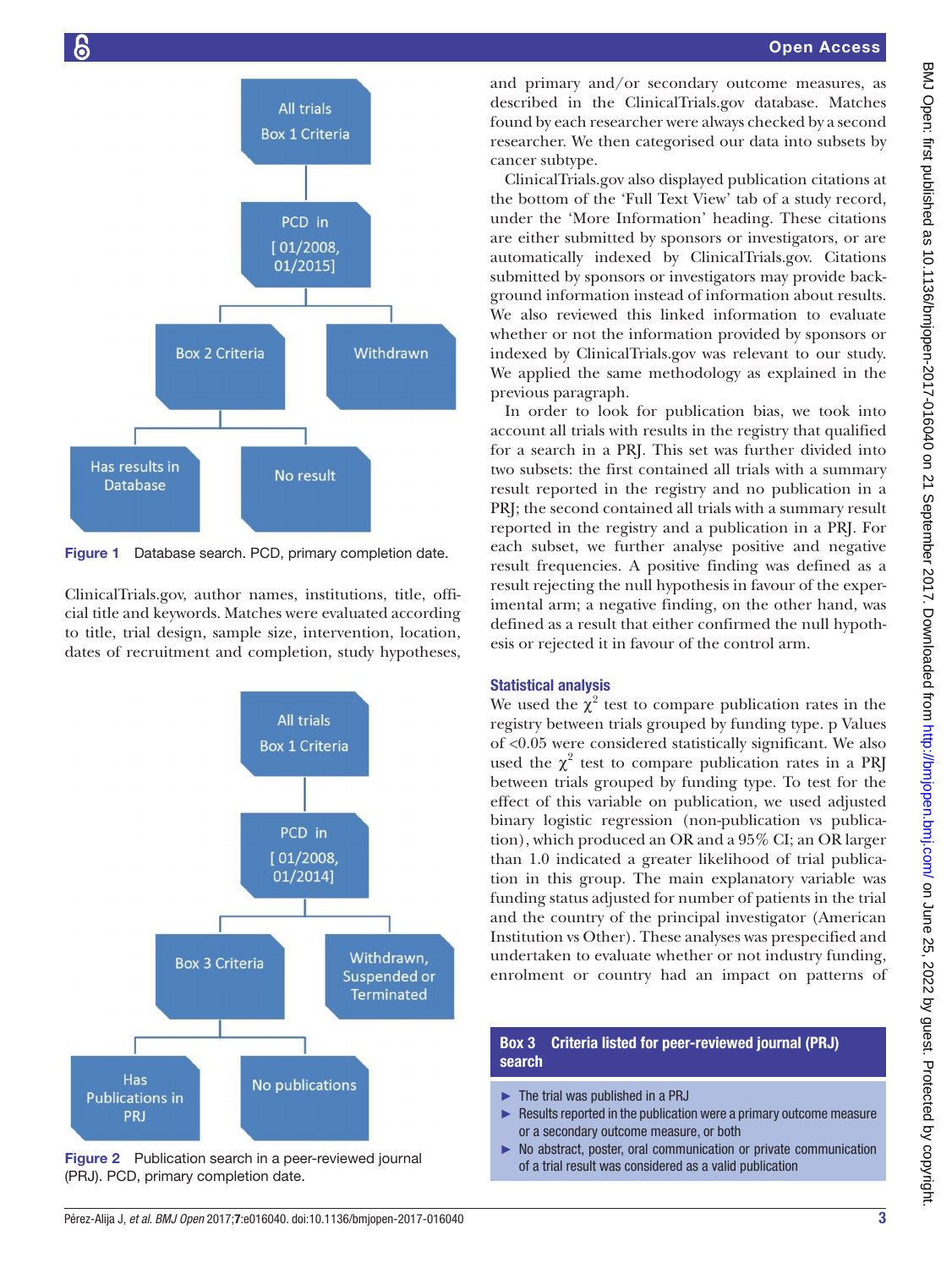Figure 1 Database search. PCD, primary completion date.

ClinicalTrials.gov, author names, institutions, title, official title and keywords. Matches were evaluated according to title, trial design, sample size, intervention, location, dates of recruitment and completion, study hypotheses, and primary and/or secondary outcome measures, as described in the ClinicalTrials.gov database. Matches found by each researcher were always checked by a second researcher. We then categorised our data into subsets by cancer subtype.

ClinicalTrials.gov also displayed publication citations at the bottom of the 'Full Text View' tab of a study record, under the 'More Information' heading. These citations are either submitted by sponsors or investigators, or are automatically indexed by ClinicalTrials.gov. Citations submitted by sponsors or investigators may provide background information instead of information about results. We also reviewed this linked information to evaluate whether or not the information provided by sponsors or indexed by ClinicalTrials.gov was relevant to our study. We applied the same methodology as explained in the previous paragraph.

In order to look for publication bias, we took into account all trials with results in the registry that qualified for a search in a PRJ. This set was further divided into two subsets: the first contained all trials with a summary result reported in the registry and no publication in a PRJ; the second contained all trials with a summary result reported in the registry and a publication in a PRJ. For each subset, we further analyse positive and negative result frequencies. A positive finding was defined as a result rejecting the null hypothesis in favour of the experimental arm; a negative finding, on the other hand, was defined as a result that either confirmed the null hypothesis or rejected it in favour of the control arm.

Figure 2 Publication search in a peer-reviewed journal (PRJ). PCD, primary completion date.

### Statistical analysis

We used the $\chi^2$ test to compare publication rates in the registry between trials grouped by funding type. p Values of <0.05 were considered statistically significant. We also used the $\chi^2$ test to compare publication rates in a PRJ between trials grouped by funding type. To test for the effect of this variable on publication, we used adjusted binary logistic regression (non-publication vs publication), which produced an OR and a 95% CI; an OR larger than 1.0 indicated a greater likelihood of trial publication in this group. The main explanatory variable was funding status adjusted for number of patients in the trial and the country of the principal investigator (American Institution vs Other). These analyses was prespecified and undertaken to evaluate whether or not industry funding, enrolment or country had an impact on patterns of

**Box 3 Criteria listed for peer-reviewed journal (PRJ) search**

- The trial was published in a PRJ
- Results reported in the publication were a primary outcome measure or a secondary outcome measure, or both
- No abstract, poster, oral communication or private communication of a trial result was considered as a valid publication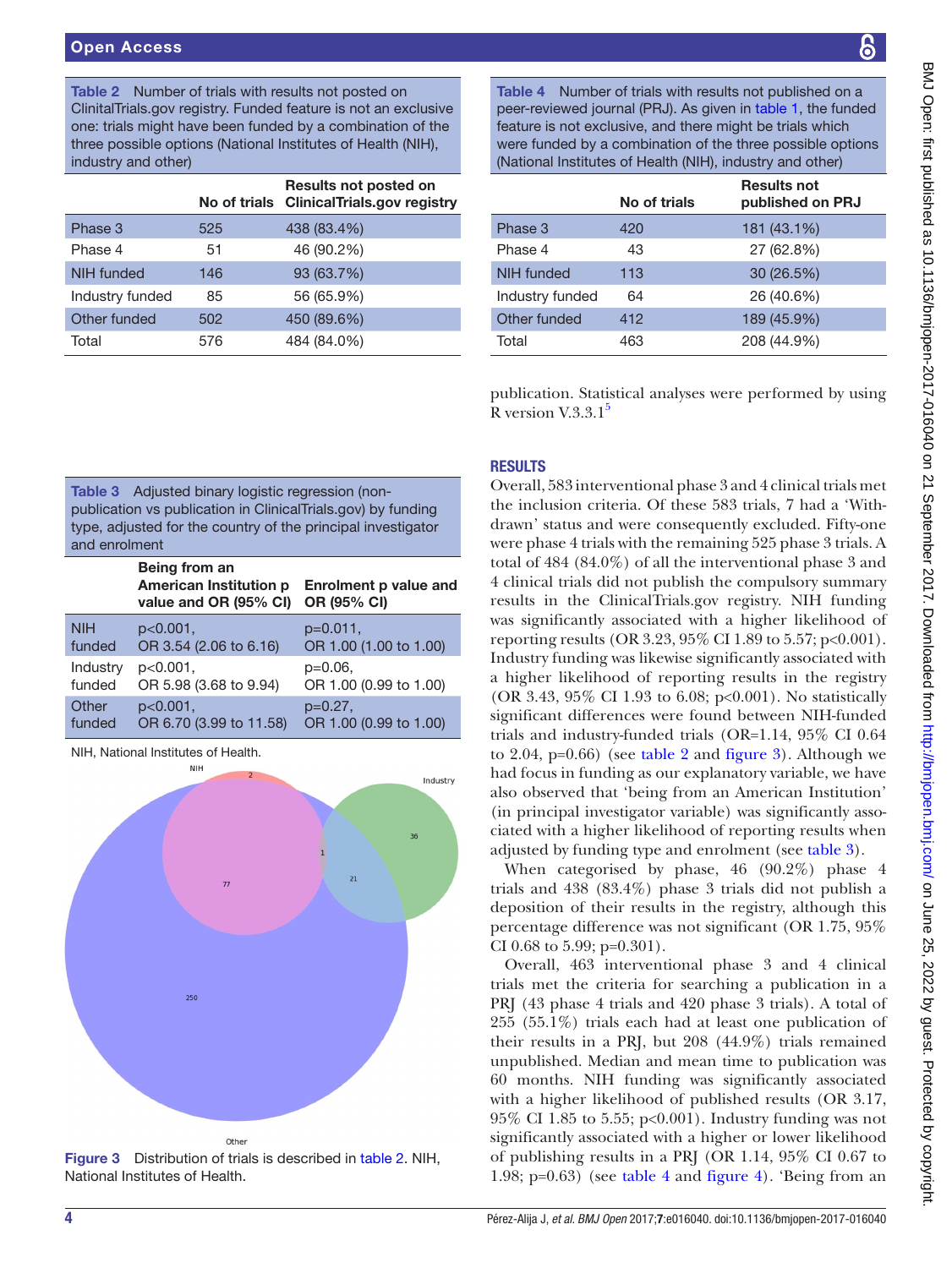**Table 2** Number of trials with results not posted on ClinitalTrials.gov registry. Funded feature is not an exclusive one: trials might have been funded by a combination of the three possible options (National Institutes of Health (NIH), industry and other)

| | No of trials | Results not posted on ClinicalTrials.gov registry |
|---|---|---|
| Phase 3 | 525 | 438 (83.4%) |
| Phase 4 | 51 | 46 (90.2%) |
| NIH funded | 146 | 93 (63.7%) |
| Industry funded | 85 | 56 (65.9%) |
| Other funded | 502 | 450 (89.6%) |
| Total | 576 | 484 (84.0%) |

**Table 3** Adjusted binary logistic regression (non-publication vs publication in ClinicalTrials.gov) by funding type, adjusted for the country of the principal investigator and enrolment

| | Being from an American Institution p value and OR (95% CI) | Enrolment p value and OR (95% CI) |
|---|---|---|
| NIH funded | p<0.001, OR 3.54 (2.06 to 6.16) | p=0.011, OR 1.00 (1.00 to 1.00) |
| Industry funded | p<0.001, OR 5.98 (3.68 to 9.94) | p=0.06, OR 1.00 (0.99 to 1.00) |
| Other funded | p<0.001, OR 6.70 (3.99 to 11.58) | p=0.27, OR 1.00 (0.99 to 1.00) |

NIH, National Institutes of Health.

**Figure 3** Distribution of trials is described in table 2. NIH, National Institutes of Health.

**Table 4** Number of trials with results not published on a peer-reviewed journal (PRJ). As given in table 1, the funded feature is not exclusive, and there might be trials which were funded by a combination of the three possible options (National Institutes of Health (NIH), industry and other)

| | No of trials | Results not published on PRJ |
|---|---|---|
| Phase 3 | 420 | 181 (43.1%) |
| Phase 4 | 43 | 27 (62.8%) |
| NIH funded | 113 | 30 (26.5%) |
| Industry funded | 64 | 26 (40.6%) |
| Other funded | 412 | 189 (45.9%) |
| Total | 463 | 208 (44.9%) |

publication. Statistical analyses were performed by using R version V.3.3.1[5]

## RESULTS

Overall, 583 interventional phase 3 and 4 clinical trials met the inclusion criteria. Of these 583 trials, 7 had a 'Withdrawn' status and were consequently excluded. Fifty-one were phase 4 trials with the remaining 525 phase 3 trials. A total of 484 (84.0%) of all the interventional phase 3 and 4 clinical trials did not publish the compulsory summary results in the ClinicalTrials.gov registry. NIH funding was significantly associated with a higher likelihood of reporting results (OR 3.23, 95% CI 1.89 to 5.57; p<0.001). Industry funding was likewise significantly associated with a higher likelihood of reporting results in the registry (OR 3.43, 95% CI 1.93 to 6.08; p<0.001). No statistically significant differences were found between NIH-funded trials and industry-funded trials (OR=1.14, 95% CI 0.64 to 2.04, p=0.66) (see table 2 and figure 3). Although we had focus in funding as our explanatory variable, we have also observed that 'being from an American Institution' (in principal investigator variable) was significantly associated with a higher likelihood of reporting results when adjusted by funding type and enrolment (see table 3).

When categorised by phase, 46 (90.2%) phase 4 trials and 438 (83.4%) phase 3 trials did not publish a deposition of their results in the registry, although this percentage difference was not significant (OR 1.75, 95% CI 0.68 to 5.99; p=0.301).

Overall, 463 interventional phase 3 and 4 clinical trials met the criteria for searching a publication in a PRJ (43 phase 4 trials and 420 phase 3 trials). A total of 255 (55.1%) trials each had at least one publication of their results in a PRJ, but 208 (44.9%) trials remained unpublished. Median and mean time to publication was 60 months. NIH funding was significantly associated with a higher likelihood of published results (OR 3.17, 95% CI 1.85 to 5.55; p<0.001). Industry funding was not significantly associated with a higher or lower likelihood of publishing results in a PRJ (OR 1.14, 95% CI 0.67 to 1.98; p=0.63) (see table 4 and figure 4). 'Being from an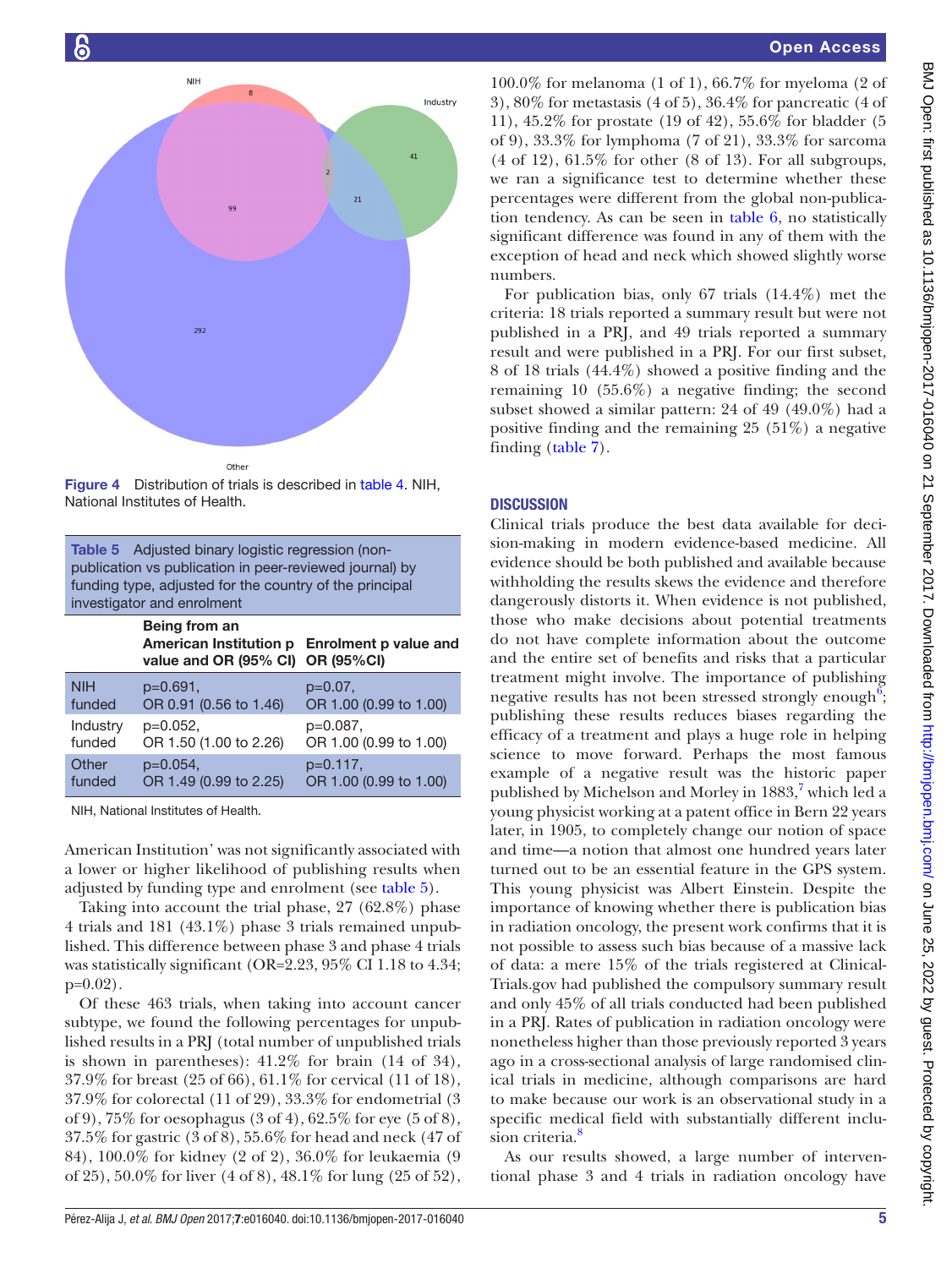Figure 4 Distribution of trials is described in table 4. NIH, National Institutes of Health.

Table 5 Adjusted binary logistic regression (non-publication vs publication in peer-reviewed journal) by funding type, adjusted for the country of the principal investigator and enrolment

| | Being from an American Institution p value and OR (95% CI) | Enrolment p value and OR (95%CI) |
|---|---|---|
| NIH funded | p=0.691, OR 0.91 (0.56 to 1.46) | p=0.07, OR 1.00 (0.99 to 1.00) |
| Industry funded | p=0.052, OR 1.50 (1.00 to 2.26) | p=0.087, OR 1.00 (0.99 to 1.00) |
| Other funded | p=0.054, OR 1.49 (0.99 to 2.25) | p=0.117, OR 1.00 (0.99 to 1.00) |

NIH, National Institutes of Health.

American Institution' was not significantly associated with a lower or higher likelihood of publishing results when adjusted by funding type and enrolment (see table 5).

Taking into account the trial phase, 27 (62.8%) phase 4 trials and 181 (43.1%) phase 3 trials remained unpublished. This difference between phase 3 and phase 4 trials was statistically significant (OR=2.23, 95% CI 1.18 to 4.34; p=0.02).

Of these 463 trials, when taking into account cancer subtype, we found the following percentages for unpublished results in a PRJ (total number of unpublished trials is shown in parentheses): 41.2% for brain (14 of 34), 37.9% for breast (25 of 66), 61.1% for cervical (11 of 18), 37.9% for colorectal (11 of 29), 33.3% for endometrial (3 of 9), 75% for oesophagus (3 of 4), 62.5% for eye (5 of 8), 37.5% for gastric (3 of 8), 55.6% for head and neck (47 of 84), 100.0% for kidney (2 of 2), 36.0% for leukaemia (9 of 25), 50.0% for liver (4 of 8), 48.1% for lung (25 of 52), 100.0% for melanoma (1 of 1), 66.7% for myeloma (2 of 3), 80% for metastasis (4 of 5), 36.4% for pancreatic (4 of 11), 45.2% for prostate (19 of 42), 55.6% for bladder (5 of 9), 33.3% for lymphoma (7 of 21), 33.3% for sarcoma (4 of 12), 61.5% for other (8 of 13). For all subgroups, we ran a significance test to determine whether these percentages were different from the global non-publication tendency. As can be seen in table 6, no statistically significant difference was found in any of them with the exception of head and neck which showed slightly worse numbers.

For publication bias, only 67 trials (14.4%) met the criteria: 18 trials reported a summary result but were not published in a PRJ, and 49 trials reported a summary result and were published in a PRJ. For our first subset, 8 of 18 trials (44.4%) showed a positive finding and the remaining 10 (55.6%) a negative finding; the second subset showed a similar pattern: 24 of 49 (49.0%) had a positive finding and the remaining 25 (51%) a negative finding (table 7).

## DISCUSSION

Clinical trials produce the best data available for decision-making in modern evidence-based medicine. All evidence should be both published and available because withholding the results skews the evidence and therefore dangerously distorts it. When evidence is not published, those who make decisions about potential treatments do not have complete information about the outcome and the entire set of benefits and risks that a particular treatment might involve. The importance of publishing negative results has not been stressed strongly enough[6]; publishing these results reduces biases regarding the efficacy of a treatment and plays a huge role in helping science to move forward. Perhaps the most famous example of a negative result was the historic paper published by Michelson and Morley in 1883,[7] which led a young physicist working at a patent office in Bern 22 years later, in 1905, to completely change our notion of space and time—a notion that almost one hundred years later turned out to be an essential feature in the GPS system. This young physicist was Albert Einstein. Despite the importance of knowing whether there is publication bias in radiation oncology, the present work confirms that it is not possible to assess such bias because of a massive lack of data: a mere 15% of the trials registered at ClinicalTrials.gov had published the compulsory summary result and only 45% of all trials conducted had been published in a PRJ. Rates of publication in radiation oncology were nonetheless higher than those previously reported 3 years ago in a cross-sectional analysis of large randomised clinical trials in medicine, although comparisons are hard to make because our work is an observational study in a specific medical field with substantially different inclusion criteria.[8]

As our results showed, a large number of interventional phase 3 and 4 trials in radiation oncology have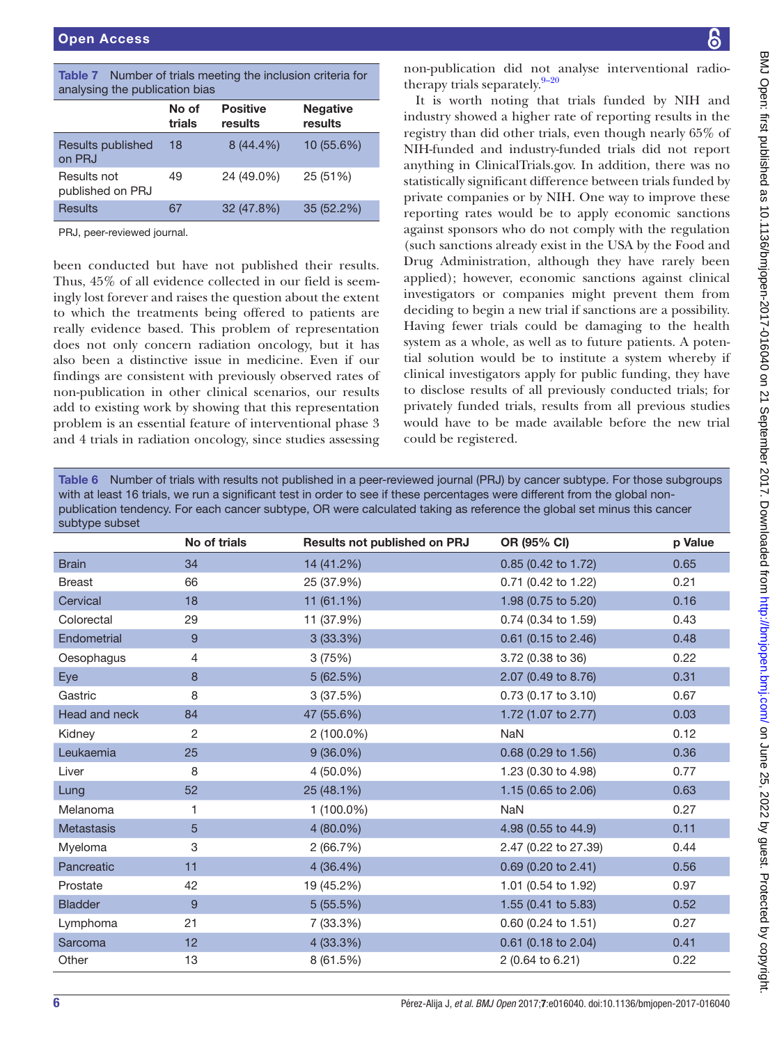**Table 7** Number of trials meeting the inclusion criteria for analysing the publication bias

| | No of trials | Positive results | Negative results |
|---|---|---|---|
| Results published on PRJ | 18 | 8 (44.4%) | 10 (55.6%) |
| Results not published on PRJ | 49 | 24 (49.0%) | 25 (51%) |
| Results | 67 | 32 (47.8%) | 35 (52.2%) |

PRJ, peer-reviewed journal.

been conducted but have not published their results. Thus, 45% of all evidence collected in our field is seemingly lost forever and raises the question about the extent to which the treatments being offered to patients are really evidence based. This problem of representation does not only concern radiation oncology, but it has also been a distinctive issue in medicine. Even if our findings are consistent with previously observed rates of non-publication in other clinical scenarios, our results add to existing work by showing that this representation problem is an essential feature of interventional phase 3 and 4 trials in radiation oncology, since studies assessing non-publication did not analyse interventional radiotherapy trials separately.[9–20]

It is worth noting that trials funded by NIH and industry showed a higher rate of reporting results in the registry than did other trials, even though nearly 65% of NIH-funded and industry-funded trials did not report anything in ClinicalTrials.gov. In addition, there was no statistically significant difference between trials funded by private companies or by NIH. One way to improve these reporting rates would be to apply economic sanctions against sponsors who do not comply with the regulation (such sanctions already exist in the USA by the Food and Drug Administration, although they have rarely been applied); however, economic sanctions against clinical investigators or companies might prevent them from deciding to begin a new trial if sanctions are a possibility. Having fewer trials could be damaging to the health system as a whole, as well as to future patients. A potential solution would be to institute a system whereby if clinical investigators apply for public funding, they have to disclose results of all previously conducted trials; for privately funded trials, results from all previous studies would have to be made available before the new trial could be registered.

**Table 6** Number of trials with results not published in a peer-reviewed journal (PRJ) by cancer subtype. For those subgroups with at least 16 trials, we run a significant test in order to see if these percentages were different from the global non-publication tendency. For each cancer subtype, OR were calculated taking as reference the global set minus this cancer subtype subset

| | No of trials | Results not published on PRJ | OR (95% CI) | p Value |
|---|---|---|---|---|
| Brain | 34 | 14 (41.2%) | 0.85 (0.42 to 1.72) | 0.65 |
| Breast | 66 | 25 (37.9%) | 0.71 (0.42 to 1.22) | 0.21 |
| Cervical | 18 | 11 (61.1%) | 1.98 (0.75 to 5.20) | 0.16 |
| Colorectal | 29 | 11 (37.9%) | 0.74 (0.34 to 1.59) | 0.43 |
| Endometrial | 9 | 3 (33.3%) | 0.61 (0.15 to 2.46) | 0.48 |
| Oesophagus | 4 | 3 (75%) | 3.72 (0.38 to 36) | 0.22 |
| Eye | 8 | 5 (62.5%) | 2.07 (0.49 to 8.76) | 0.31 |
| Gastric | 8 | 3 (37.5%) | 0.73 (0.17 to 3.10) | 0.67 |
| Head and neck | 84 | 47 (55.6%) | 1.72 (1.07 to 2.77) | 0.03 |
| Kidney | 2 | 2 (100.0%) | NaN | 0.12 |
| Leukaemia | 25 | 9 (36.0%) | 0.68 (0.29 to 1.56) | 0.36 |
| Liver | 8 | 4 (50.0%) | 1.23 (0.30 to 4.98) | 0.77 |
| Lung | 52 | 25 (48.1%) | 1.15 (0.65 to 2.06) | 0.63 |
| Melanoma | 1 | 1 (100.0%) | NaN | 0.27 |
| Metastasis | 5 | 4 (80.0%) | 4.98 (0.55 to 44.9) | 0.11 |
| Myeloma | 3 | 2 (66.7%) | 2.47 (0.22 to 27.39) | 0.44 |
| Pancreatic | 11 | 4 (36.4%) | 0.69 (0.20 to 2.41) | 0.56 |
| Prostate | 42 | 19 (45.2%) | 1.01 (0.54 to 1.92) | 0.97 |
| Bladder | 9 | 5 (55.5%) | 1.55 (0.41 to 5.83) | 0.52 |
| Lymphoma | 21 | 7 (33.3%) | 0.60 (0.24 to 1.51) | 0.27 |
| Sarcoma | 12 | 4 (33.3%) | 0.61 (0.18 to 2.04) | 0.41 |
| Other | 13 | 8 (61.5%) | 2 (0.64 to 6.21) | 0.22 |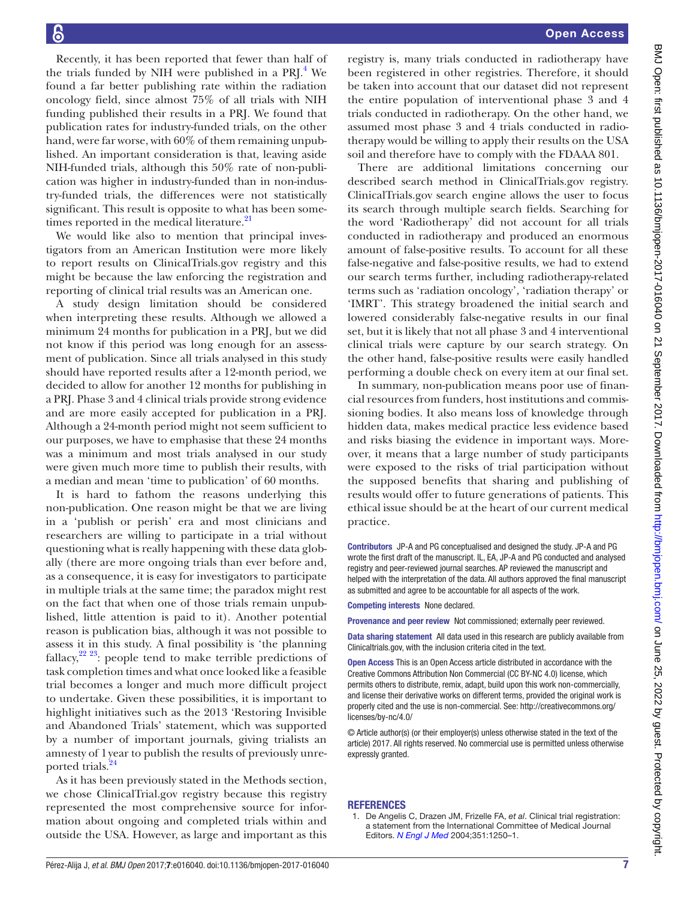Recently, it has been reported that fewer than half of the trials funded by NIH were published in a PRJ.[4] We found a far better publishing rate within the radiation oncology field, since almost 75% of all trials with NIH funding published their results in a PRJ. We found that publication rates for industry-funded trials, on the other hand, were far worse, with 60% of them remaining unpublished. An important consideration is that, leaving aside NIH-funded trials, although this 50% rate of non-publication was higher in industry-funded than in non-industry-funded trials, the differences were not statistically significant. This result is opposite to what has been sometimes reported in the medical literature.[21]

We would like also to mention that principal investigators from an American Institution were more likely to report results on ClinicalTrials.gov registry and this might be because the law enforcing the registration and reporting of clinical trial results was an American one.

A study design limitation should be considered when interpreting these results. Although we allowed a minimum 24 months for publication in a PRJ, but we did not know if this period was long enough for an assessment of publication. Since all trials analysed in this study should have reported results after a 12-month period, we decided to allow for another 12 months for publishing in a PRJ. Phase 3 and 4 clinical trials provide strong evidence and are more easily accepted for publication in a PRJ. Although a 24-month period might not seem sufficient to our purposes, we have to emphasise that these 24 months was a minimum and most trials analysed in our study were given much more time to publish their results, with a median and mean 'time to publication' of 60 months.

It is hard to fathom the reasons underlying this non-publication. One reason might be that we are living in a 'publish or perish' era and most clinicians and researchers are willing to participate in a trial without questioning what is really happening with these data globally (there are more ongoing trials than ever before and, as a consequence, it is easy for investigators to participate in multiple trials at the same time; the paradox might rest on the fact that when one of those trials remain unpublished, little attention is paid to it). Another potential reason is publication bias, although it was not possible to assess it in this study. A final possibility is 'the planning fallacy,[22 23]: people tend to make terrible predictions of task completion times and what once looked like a feasible trial becomes a longer and much more difficult project to undertake. Given these possibilities, it is important to highlight initiatives such as the 2013 'Restoring Invisible and Abandoned Trials' statement, which was supported by a number of important journals, giving trialists an amnesty of 1 year to publish the results of previously unreported trials.[24]

As it has been previously stated in the Methods section, we chose ClinicalTrial.gov registry because this registry represented the most comprehensive source for information about ongoing and completed trials within and outside the USA. However, as large and important as this registry is, many trials conducted in radiotherapy have been registered in other registries. Therefore, it should be taken into account that our dataset did not represent the entire population of interventional phase 3 and 4 trials conducted in radiotherapy. On the other hand, we assumed most phase 3 and 4 trials conducted in radiotherapy would be willing to apply their results on the USA soil and therefore have to comply with the FDAAA 801.

There are additional limitations concerning our described search method in ClinicalTrials.gov registry. ClinicalTrials.gov search engine allows the user to focus its search through multiple search fields. Searching for the word 'Radiotherapy' did not account for all trials conducted in radiotherapy and produced an enormous amount of false-positive results. To account for all these false-negative and false-positive results, we had to extend our search terms further, including radiotherapy-related terms such as 'radiation oncology', 'radiation therapy' or 'IMRT'. This strategy broadened the initial search and lowered considerably false-negative results in our final set, but it is likely that not all phase 3 and 4 interventional clinical trials were capture by our search strategy. On the other hand, false-positive results were easily handled performing a double check on every item at our final set.

In summary, non-publication means poor use of financial resources from funders, host institutions and commissioning bodies. It also means loss of knowledge through hidden data, makes medical practice less evidence based and risks biasing the evidence in important ways. Moreover, it means that a large number of study participants were exposed to the risks of trial participation without the supposed benefits that sharing and publishing of results would offer to future generations of patients. This ethical issue should be at the heart of our current medical practice.

**Contributors** JP-A and PG conceptualised and designed the study. JP-A and PG wrote the first draft of the manuscript. IL, EA, JP-A and PG conducted and analysed registry and peer-reviewed journal searches. AP reviewed the manuscript and helped with the interpretation of the data. All authors approved the final manuscript as submitted and agree to be accountable for all aspects of the work.

**Competing interests** None declared.

**Provenance and peer review** Not commissioned; externally peer reviewed.

**Data sharing statement** All data used in this research are publicly available from Clinicaltrials.gov, with the inclusion criteria cited in the text.

**Open Access** This is an Open Access article distributed in accordance with the Creative Commons Attribution Non Commercial (CC BY-NC 4.0) license, which permits others to distribute, remix, adapt, build upon this work non-commercially, and license their derivative works on different terms, provided the original work is properly cited and the use is non-commercial. See: http://creativecommons.org/licenses/by-nc/4.0/

© Article author(s) (or their employer(s) unless otherwise stated in the text of the article) 2017. All rights reserved. No commercial use is permitted unless otherwise expressly granted.

## REFERENCES

1. De Angelis C, Drazen JM, Frizelle FA, *et al*. Clinical trial registration: a statement from the International Committee of Medical Journal Editors. *N Engl J Med* 2004;351:1250–1.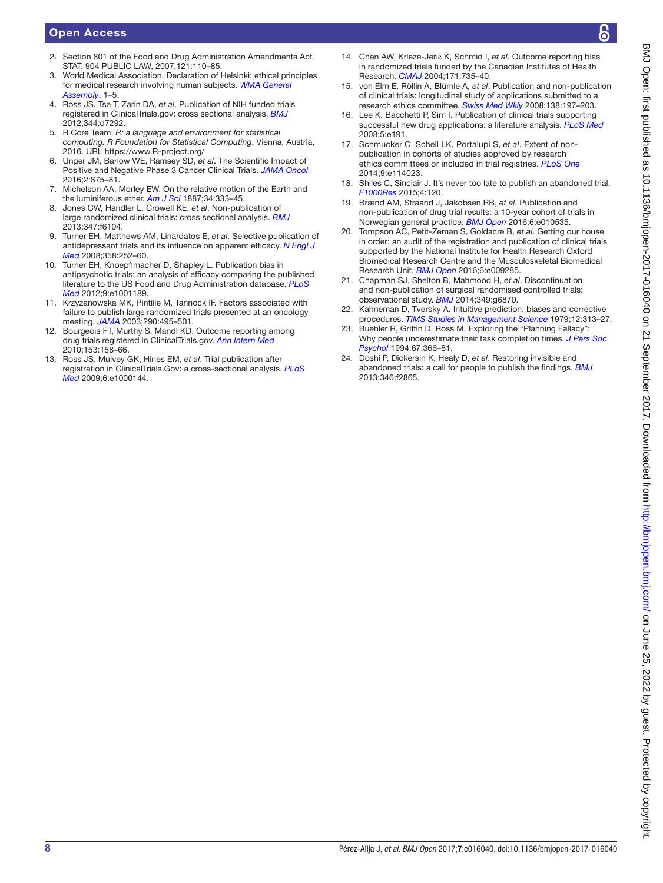2. Section 801 of the Food and Drug Administration Amendments Act. STAT. 904 PUBLIC LAW, 2007;121:110–85.
3. World Medical Association. Declaration of Helsinki: ethical principles for medical research involving human subjects. *WMA General Assembly*, 1–5.
4. Ross JS, Tse T, Zarin DA, *et al*. Publication of NIH funded trials registered in ClinicalTrials.gov: cross sectional analysis. *BMJ* 2012;344:d7292.
5. R Core Team. *R: a language and environment for statistical computing. R Foundation for Statistical Computing*. Vienna, Austria, 2016. URL https://www.R-project.org/
6. Unger JM, Barlow WE, Ramsey SD, *et al*. The Scientific Impact of Positive and Negative Phase 3 Cancer Clinical Trials. *JAMA Oncol* 2016;2:875–81.
7. Michelson AA, Morley EW. On the relative motion of the Earth and the luminiferous ether. *Am J Sci* 1887;34:333–45.
8. Jones CW, Handler L, Crowell KE, *et al*. Non-publication of large randomized clinical trials: cross sectional analysis. *BMJ* 2013;347:f6104.
9. Turner EH, Matthews AM, Linardatos E, *et al*. Selective publication of antidepressant trials and its influence on apparent efficacy. *N Engl J Med* 2008;358:252–60.
10. Turner EH, Knoepflmacher D, Shapley L. Publication bias in antipsychotic trials: an analysis of efficacy comparing the published literature to the US Food and Drug Administration database. *PLoS Med* 2012;9:e1001189.
11. Krzyzanowska MK, Pintilie M, Tannock IF. Factors associated with failure to publish large randomized trials presented at an oncology meeting. *JAMA* 2003;290:495–501.
12. Bourgeois FT, Murthy S, Mandl KD. Outcome reporting among drug trials registered in ClinicalTrials.gov. *Ann Intern Med* 2010;153:158–66.
13. Ross JS, Mulvey GK, Hines EM, *et al*. Trial publication after registration in ClinicalTrials.Gov: a cross-sectional analysis. *PLoS Med* 2009;6:e1000144.
14. Chan AW, Krleza-Jerić K, Schmid I, *et al*. Outcome reporting bias in randomized trials funded by the Canadian Institutes of Health Research. *CMAJ* 2004;171:735–40.
15. von Elm E, Röllin A, Blümle A, *et al*. Publication and non-publication of clinical trials: longitudinal study of applications submitted to a research ethics committee. *Swiss Med Wkly* 2008;138:197–203.
16. Lee K, Bacchetti P, Sim I. Publication of clinical trials supporting successful new drug applications: a literature analysis. *PLoS Med* 2008;5:e191.
17. Schmucker C, Schell LK, Portalupi S, *et al*. Extent of non-publication in cohorts of studies approved by research ethics committees or included in trial registries. *PLoS One* 2014;9:e114023.
18. Shiles C, Sinclair J. It's never too late to publish an abandoned trial. *F1000Res* 2015;4:120.
19. Brænd AM, Straand J, Jakobsen RB, *et al*. Publication and non-publication of drug trial results: a 10-year cohort of trials in Norwegian general practice. *BMJ Open* 2016;6:e010535.
20. Tompson AC, Petit-Zeman S, Goldacre B, *et al*. Getting our house in order: an audit of the registration and publication of clinical trials supported by the National Institute for Health Research Oxford Biomedical Research Centre and the Musculoskeletal Biomedical Research Unit. *BMJ Open* 2016;6:e009285.
21. Chapman SJ, Shelton B, Mahmood H, *et al*. Discontinuation and non-publication of surgical randomised controlled trials: observational study. *BMJ* 2014;349:g6870.
22. Kahneman D, Tversky A. Intuitive prediction: biases and corrective procedures. *TIMS Studies in Management Science* 1979;12:313–27.
23. Buehler R, Griffin D, Ross M. Exploring the "Planning Fallacy": Why people underestimate their task completion times. *J Pers Soc Psychol* 1994;67:366–81.
24. Doshi P, Dickersin K, Healy D, *et al*. Restoring invisible and abandoned trials: a call for people to publish the findings. *BMJ* 2013;346:f2865.